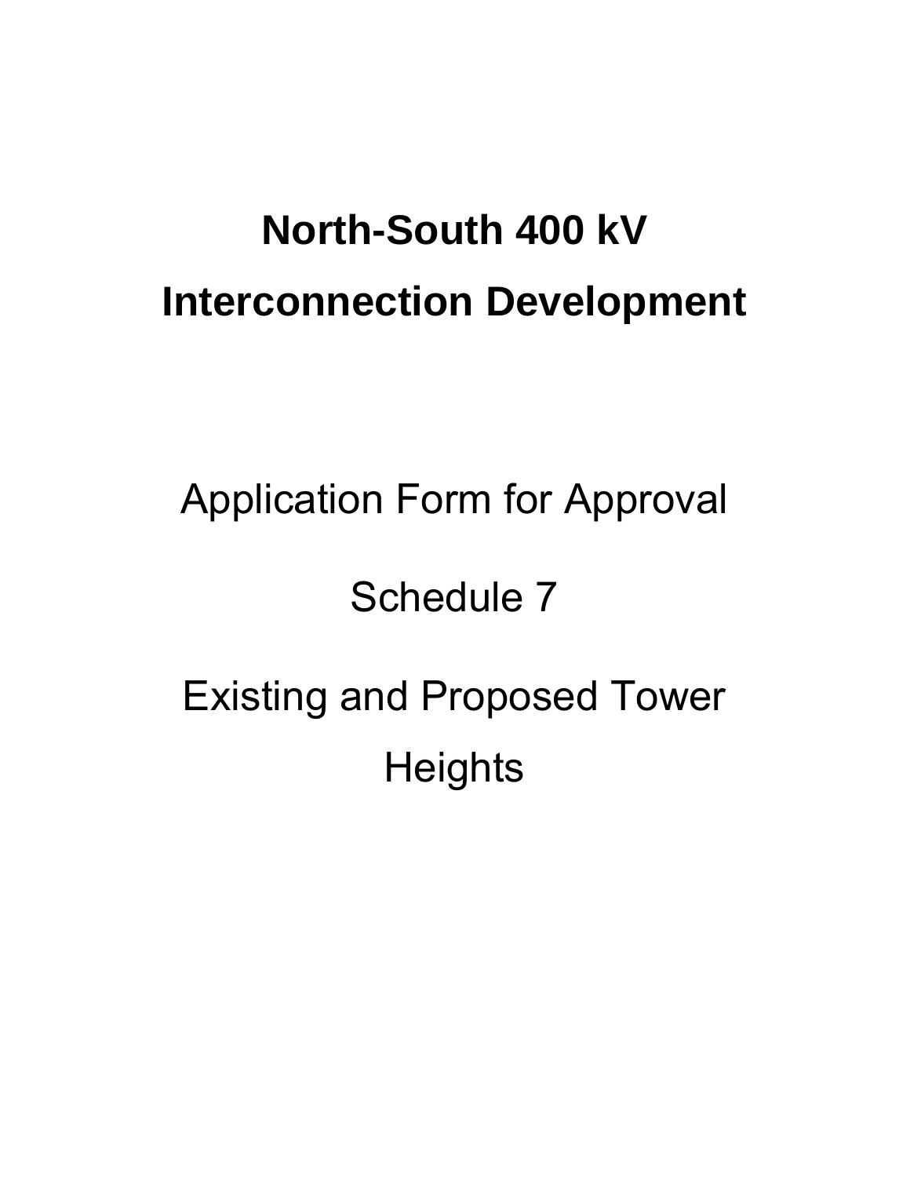# North-South 400 kV Interconnection Development

Application Form for Approval

Schedule 7

Existing and Proposed Tower Heights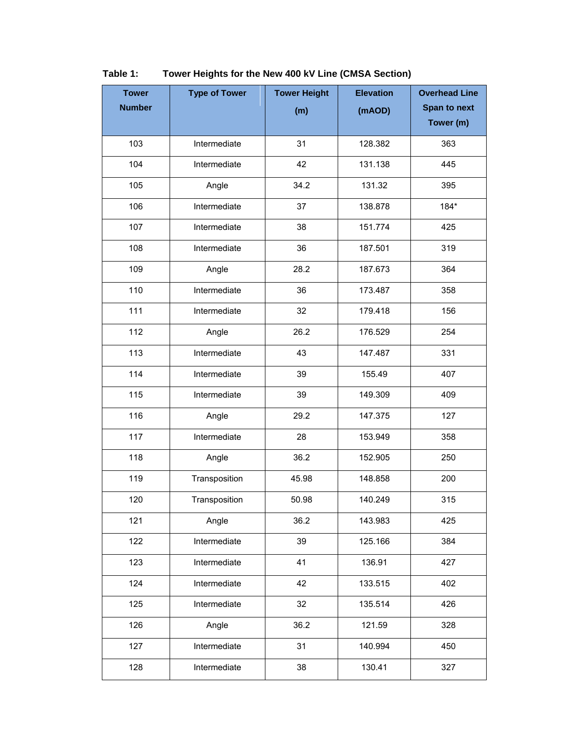**Table 1: Tower Heights for the New 400 kV Line (CMSA Section)**

| Tower Number | Type of Tower | Tower Height (m) | Elevation (mAOD) | Overhead Line Span to next Tower (m) |
|---|---|---|---|---|
| 103 | Intermediate | 31 | 128.382 | 363 |
| 104 | Intermediate | 42 | 131.138 | 445 |
| 105 | Angle | 34.2 | 131.32 | 395 |
| 106 | Intermediate | 37 | 138.878 | 184* |
| 107 | Intermediate | 38 | 151.774 | 425 |
| 108 | Intermediate | 36 | 187.501 | 319 |
| 109 | Angle | 28.2 | 187.673 | 364 |
| 110 | Intermediate | 36 | 173.487 | 358 |
| 111 | Intermediate | 32 | 179.418 | 156 |
| 112 | Angle | 26.2 | 176.529 | 254 |
| 113 | Intermediate | 43 | 147.487 | 331 |
| 114 | Intermediate | 39 | 155.49 | 407 |
| 115 | Intermediate | 39 | 149.309 | 409 |
| 116 | Angle | 29.2 | 147.375 | 127 |
| 117 | Intermediate | 28 | 153.949 | 358 |
| 118 | Angle | 36.2 | 152.905 | 250 |
| 119 | Transposition | 45.98 | 148.858 | 200 |
| 120 | Transposition | 50.98 | 140.249 | 315 |
| 121 | Angle | 36.2 | 143.983 | 425 |
| 122 | Intermediate | 39 | 125.166 | 384 |
| 123 | Intermediate | 41 | 136.91 | 427 |
| 124 | Intermediate | 42 | 133.515 | 402 |
| 125 | Intermediate | 32 | 135.514 | 426 |
| 126 | Angle | 36.2 | 121.59 | 328 |
| 127 | Intermediate | 31 | 140.994 | 450 |
| 128 | Intermediate | 38 | 130.41 | 327 |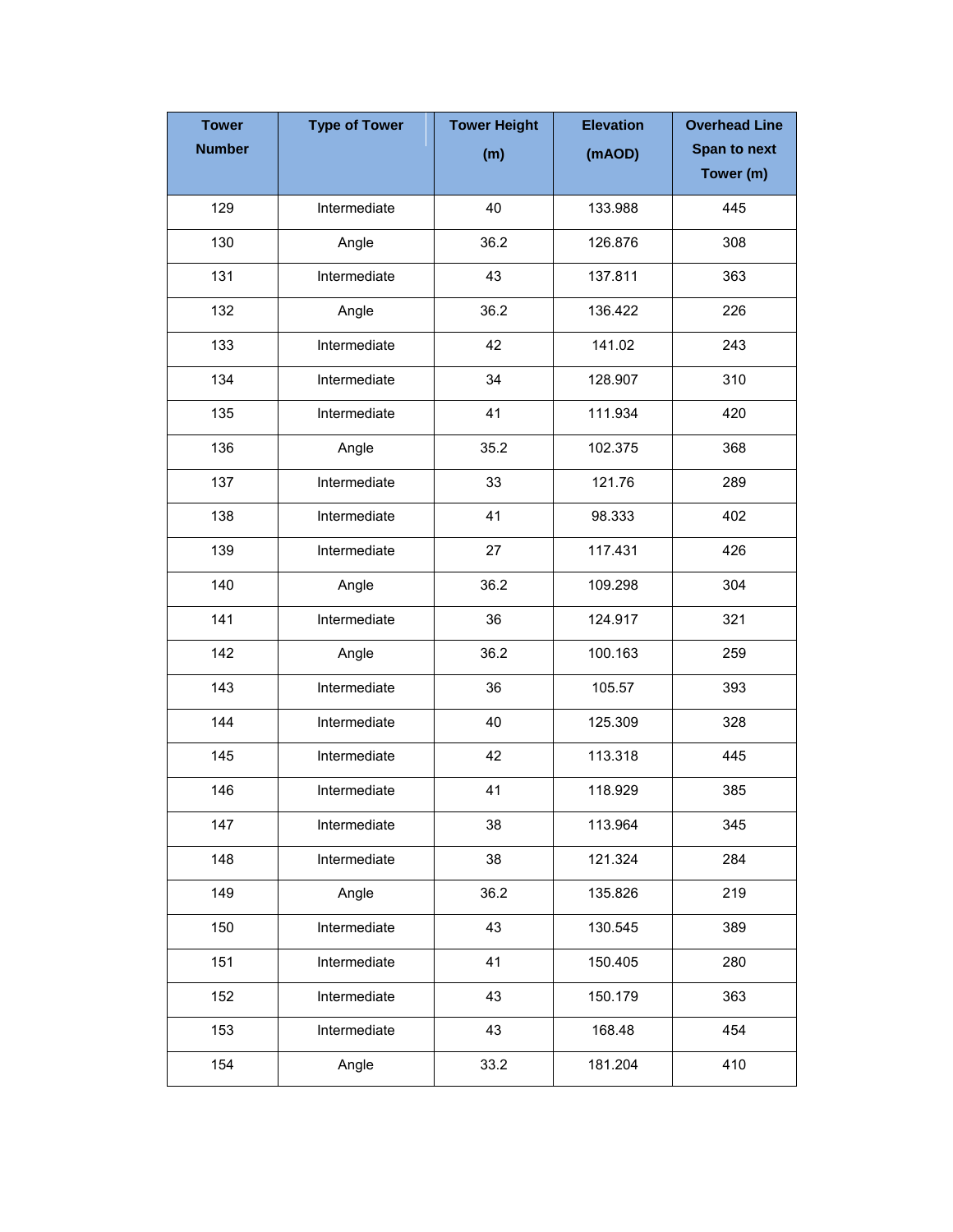| Tower Number | Type of Tower | Tower Height (m) | Elevation (mAOD) | Overhead Line Span to next Tower (m) |
|---|---|---|---|---|
| 129 | Intermediate | 40 | 133.988 | 445 |
| 130 | Angle | 36.2 | 126.876 | 308 |
| 131 | Intermediate | 43 | 137.811 | 363 |
| 132 | Angle | 36.2 | 136.422 | 226 |
| 133 | Intermediate | 42 | 141.02 | 243 |
| 134 | Intermediate | 34 | 128.907 | 310 |
| 135 | Intermediate | 41 | 111.934 | 420 |
| 136 | Angle | 35.2 | 102.375 | 368 |
| 137 | Intermediate | 33 | 121.76 | 289 |
| 138 | Intermediate | 41 | 98.333 | 402 |
| 139 | Intermediate | 27 | 117.431 | 426 |
| 140 | Angle | 36.2 | 109.298 | 304 |
| 141 | Intermediate | 36 | 124.917 | 321 |
| 142 | Angle | 36.2 | 100.163 | 259 |
| 143 | Intermediate | 36 | 105.57 | 393 |
| 144 | Intermediate | 40 | 125.309 | 328 |
| 145 | Intermediate | 42 | 113.318 | 445 |
| 146 | Intermediate | 41 | 118.929 | 385 |
| 147 | Intermediate | 38 | 113.964 | 345 |
| 148 | Intermediate | 38 | 121.324 | 284 |
| 149 | Angle | 36.2 | 135.826 | 219 |
| 150 | Intermediate | 43 | 130.545 | 389 |
| 151 | Intermediate | 41 | 150.405 | 280 |
| 152 | Intermediate | 43 | 150.179 | 363 |
| 153 | Intermediate | 43 | 168.48 | 454 |
| 154 | Angle | 33.2 | 181.204 | 410 |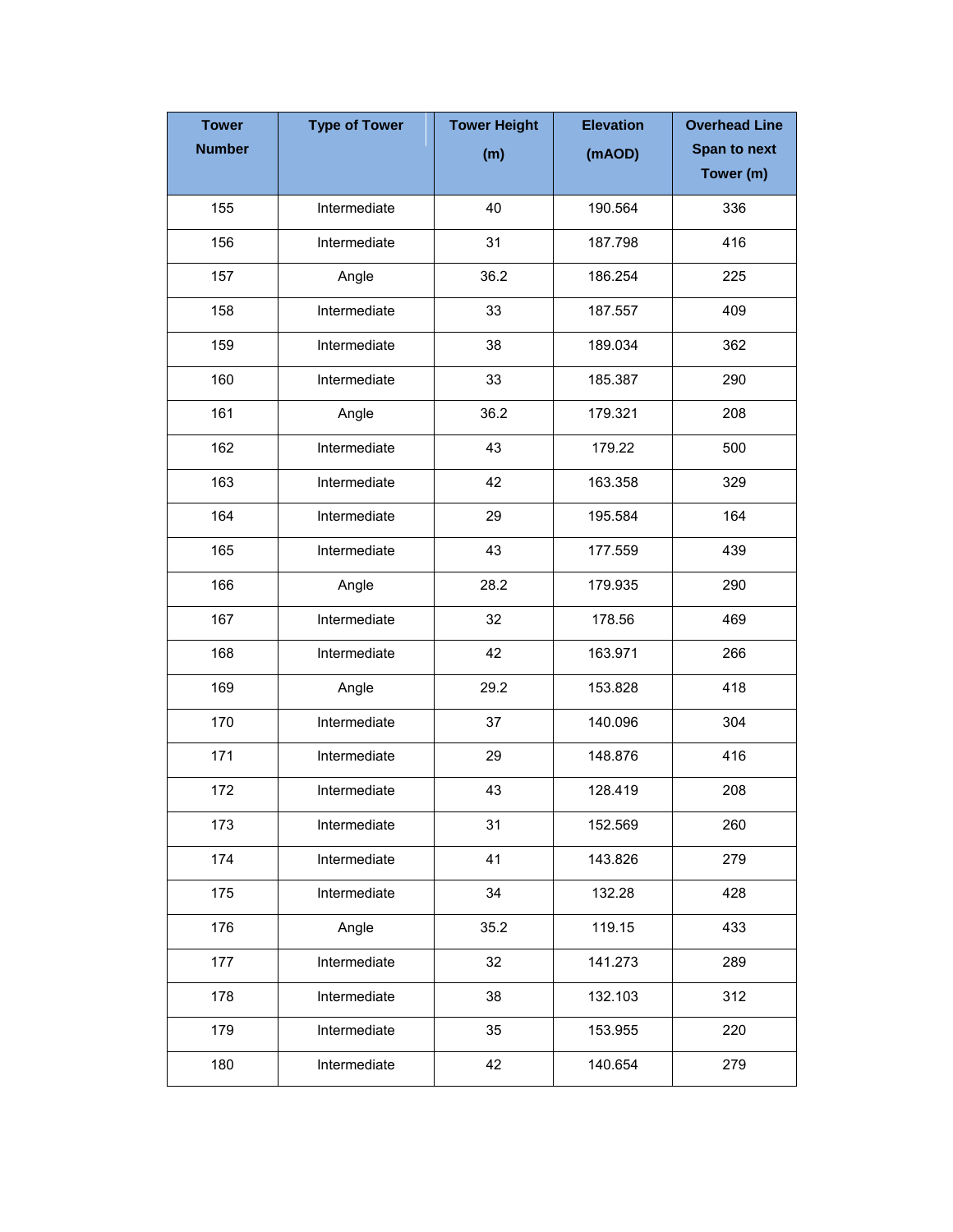| Tower Number | Type of Tower | Tower Height (m) | Elevation (mAOD) | Overhead Line Span to next Tower (m) |
|---|---|---|---|---|
| 155 | Intermediate | 40 | 190.564 | 336 |
| 156 | Intermediate | 31 | 187.798 | 416 |
| 157 | Angle | 36.2 | 186.254 | 225 |
| 158 | Intermediate | 33 | 187.557 | 409 |
| 159 | Intermediate | 38 | 189.034 | 362 |
| 160 | Intermediate | 33 | 185.387 | 290 |
| 161 | Angle | 36.2 | 179.321 | 208 |
| 162 | Intermediate | 43 | 179.22 | 500 |
| 163 | Intermediate | 42 | 163.358 | 329 |
| 164 | Intermediate | 29 | 195.584 | 164 |
| 165 | Intermediate | 43 | 177.559 | 439 |
| 166 | Angle | 28.2 | 179.935 | 290 |
| 167 | Intermediate | 32 | 178.56 | 469 |
| 168 | Intermediate | 42 | 163.971 | 266 |
| 169 | Angle | 29.2 | 153.828 | 418 |
| 170 | Intermediate | 37 | 140.096 | 304 |
| 171 | Intermediate | 29 | 148.876 | 416 |
| 172 | Intermediate | 43 | 128.419 | 208 |
| 173 | Intermediate | 31 | 152.569 | 260 |
| 174 | Intermediate | 41 | 143.826 | 279 |
| 175 | Intermediate | 34 | 132.28 | 428 |
| 176 | Angle | 35.2 | 119.15 | 433 |
| 177 | Intermediate | 32 | 141.273 | 289 |
| 178 | Intermediate | 38 | 132.103 | 312 |
| 179 | Intermediate | 35 | 153.955 | 220 |
| 180 | Intermediate | 42 | 140.654 | 279 |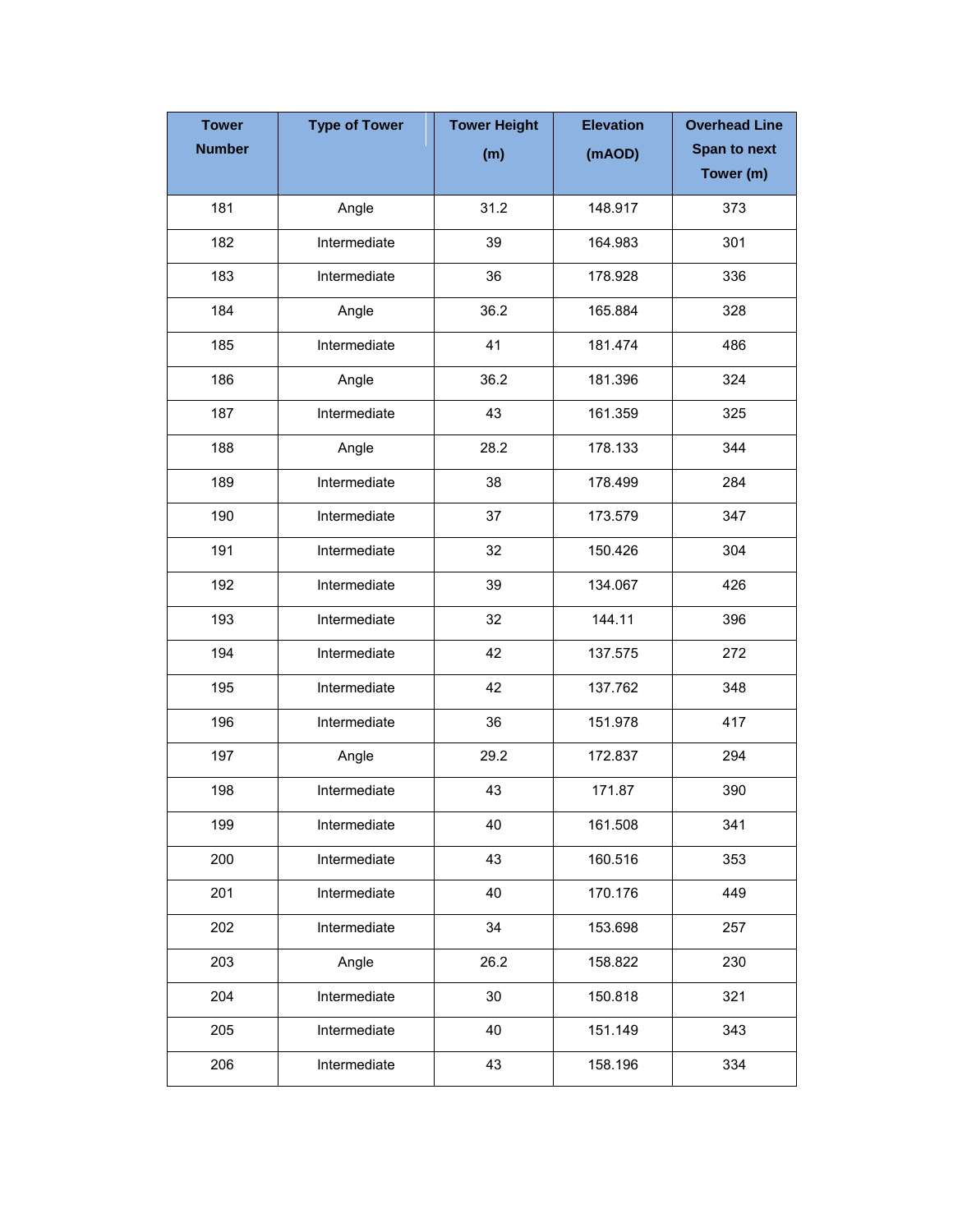| Tower Number | Type of Tower | Tower Height (m) | Elevation (mAOD) | Overhead Line Span to next Tower (m) |
|---|---|---|---|---|
| 181 | Angle | 31.2 | 148.917 | 373 |
| 182 | Intermediate | 39 | 164.983 | 301 |
| 183 | Intermediate | 36 | 178.928 | 336 |
| 184 | Angle | 36.2 | 165.884 | 328 |
| 185 | Intermediate | 41 | 181.474 | 486 |
| 186 | Angle | 36.2 | 181.396 | 324 |
| 187 | Intermediate | 43 | 161.359 | 325 |
| 188 | Angle | 28.2 | 178.133 | 344 |
| 189 | Intermediate | 38 | 178.499 | 284 |
| 190 | Intermediate | 37 | 173.579 | 347 |
| 191 | Intermediate | 32 | 150.426 | 304 |
| 192 | Intermediate | 39 | 134.067 | 426 |
| 193 | Intermediate | 32 | 144.11 | 396 |
| 194 | Intermediate | 42 | 137.575 | 272 |
| 195 | Intermediate | 42 | 137.762 | 348 |
| 196 | Intermediate | 36 | 151.978 | 417 |
| 197 | Angle | 29.2 | 172.837 | 294 |
| 198 | Intermediate | 43 | 171.87 | 390 |
| 199 | Intermediate | 40 | 161.508 | 341 |
| 200 | Intermediate | 43 | 160.516 | 353 |
| 201 | Intermediate | 40 | 170.176 | 449 |
| 202 | Intermediate | 34 | 153.698 | 257 |
| 203 | Angle | 26.2 | 158.822 | 230 |
| 204 | Intermediate | 30 | 150.818 | 321 |
| 205 | Intermediate | 40 | 151.149 | 343 |
| 206 | Intermediate | 43 | 158.196 | 334 |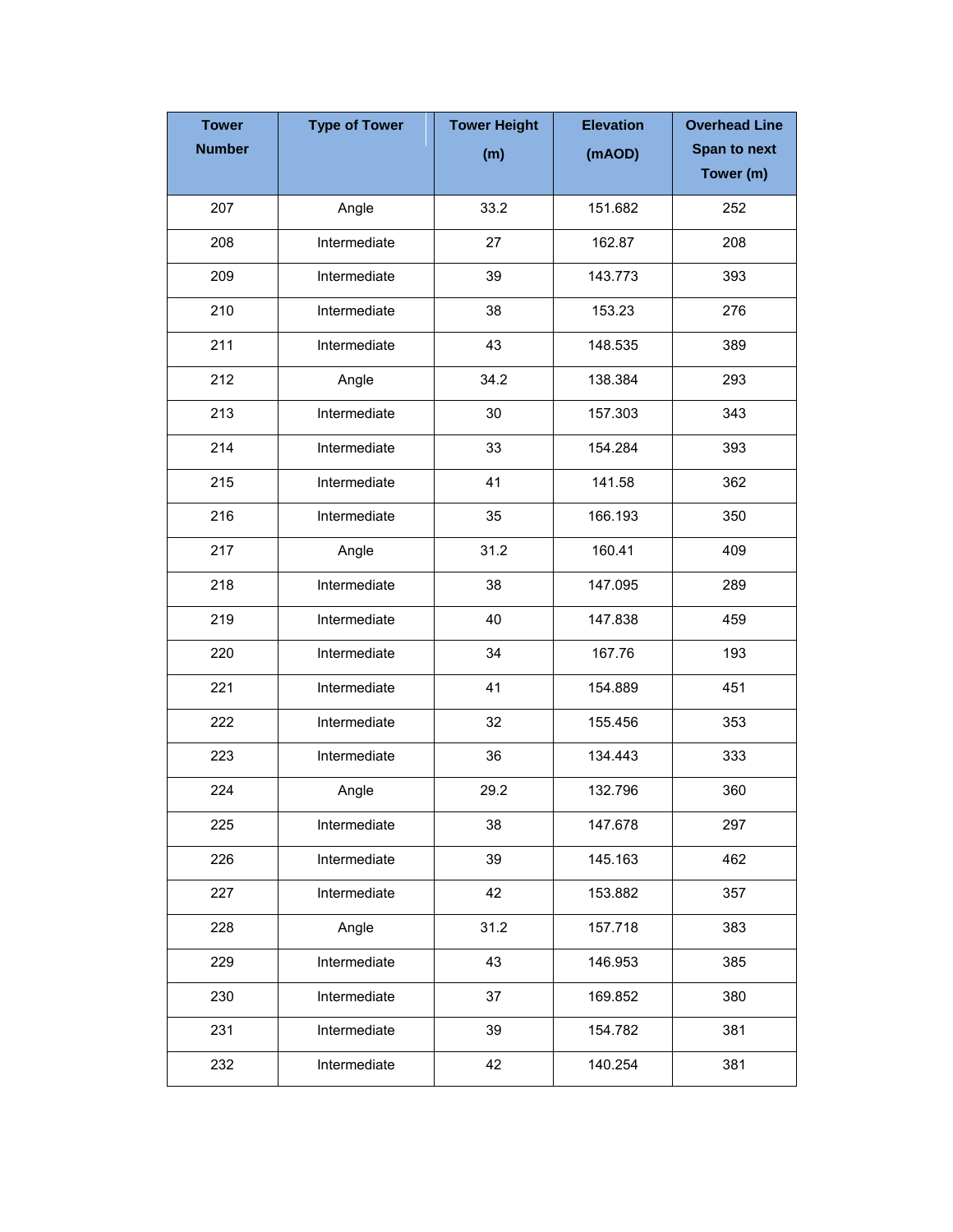| Tower Number | Type of Tower | Tower Height (m) | Elevation (mAOD) | Overhead Line Span to next Tower (m) |
|---|---|---|---|---|
| 207 | Angle | 33.2 | 151.682 | 252 |
| 208 | Intermediate | 27 | 162.87 | 208 |
| 209 | Intermediate | 39 | 143.773 | 393 |
| 210 | Intermediate | 38 | 153.23 | 276 |
| 211 | Intermediate | 43 | 148.535 | 389 |
| 212 | Angle | 34.2 | 138.384 | 293 |
| 213 | Intermediate | 30 | 157.303 | 343 |
| 214 | Intermediate | 33 | 154.284 | 393 |
| 215 | Intermediate | 41 | 141.58 | 362 |
| 216 | Intermediate | 35 | 166.193 | 350 |
| 217 | Angle | 31.2 | 160.41 | 409 |
| 218 | Intermediate | 38 | 147.095 | 289 |
| 219 | Intermediate | 40 | 147.838 | 459 |
| 220 | Intermediate | 34 | 167.76 | 193 |
| 221 | Intermediate | 41 | 154.889 | 451 |
| 222 | Intermediate | 32 | 155.456 | 353 |
| 223 | Intermediate | 36 | 134.443 | 333 |
| 224 | Angle | 29.2 | 132.796 | 360 |
| 225 | Intermediate | 38 | 147.678 | 297 |
| 226 | Intermediate | 39 | 145.163 | 462 |
| 227 | Intermediate | 42 | 153.882 | 357 |
| 228 | Angle | 31.2 | 157.718 | 383 |
| 229 | Intermediate | 43 | 146.953 | 385 |
| 230 | Intermediate | 37 | 169.852 | 380 |
| 231 | Intermediate | 39 | 154.782 | 381 |
| 232 | Intermediate | 42 | 140.254 | 381 |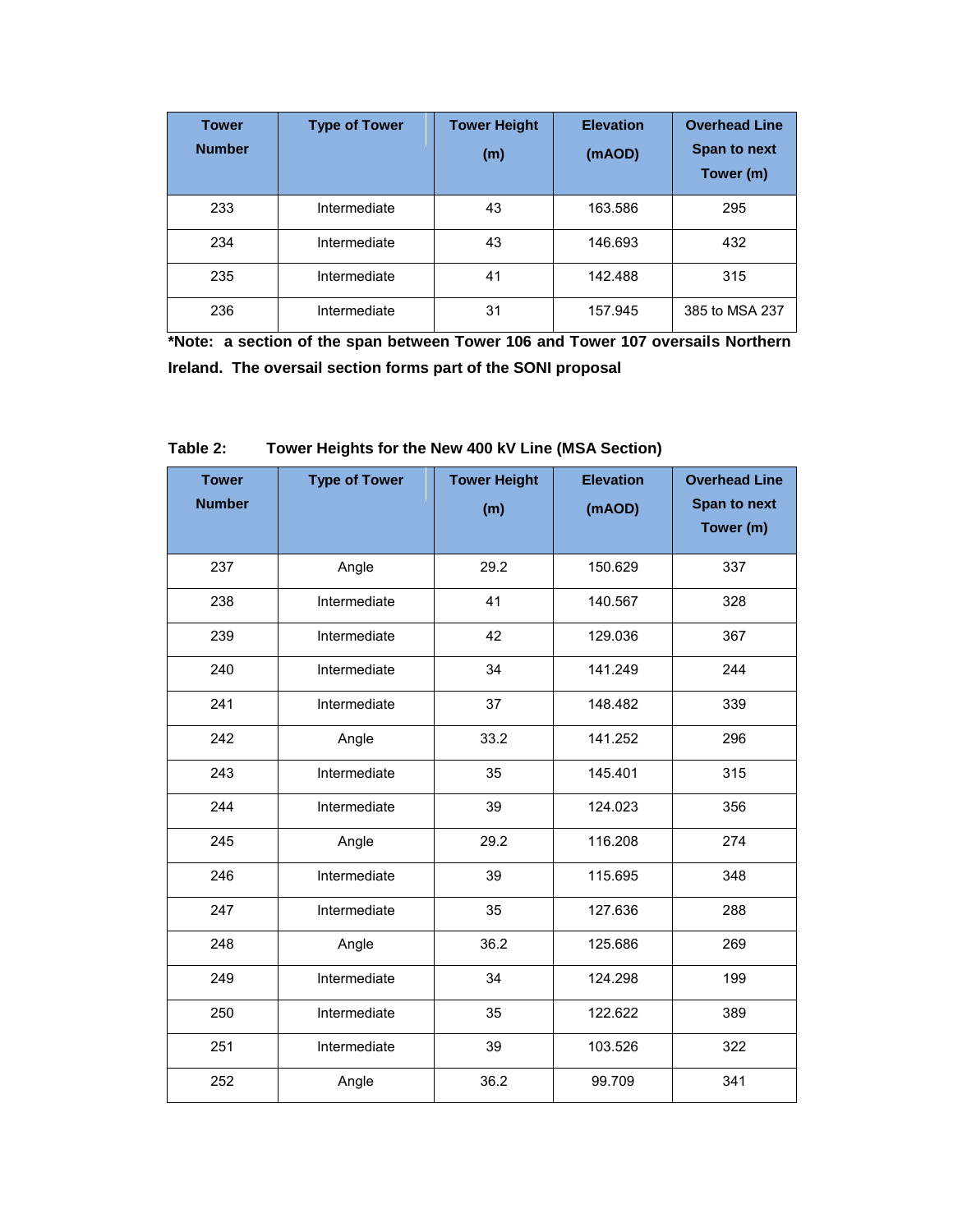| Tower Number | Type of Tower | Tower Height (m) | Elevation (mAOD) | Overhead Line Span to next Tower (m) |
|---|---|---|---|---|
| 233 | Intermediate | 43 | 163.586 | 295 |
| 234 | Intermediate | 43 | 146.693 | 432 |
| 235 | Intermediate | 41 | 142.488 | 315 |
| 236 | Intermediate | 31 | 157.945 | 385 to MSA 237 |

**\*Note: a section of the span between Tower 106 and Tower 107 oversails Northern Ireland. The oversail section forms part of the SONI proposal**

**Table 2: Tower Heights for the New 400 kV Line (MSA Section)**

| Tower Number | Type of Tower | Tower Height (m) | Elevation (mAOD) | Overhead Line Span to next Tower (m) |
|---|---|---|---|---|
| 237 | Angle | 29.2 | 150.629 | 337 |
| 238 | Intermediate | 41 | 140.567 | 328 |
| 239 | Intermediate | 42 | 129.036 | 367 |
| 240 | Intermediate | 34 | 141.249 | 244 |
| 241 | Intermediate | 37 | 148.482 | 339 |
| 242 | Angle | 33.2 | 141.252 | 296 |
| 243 | Intermediate | 35 | 145.401 | 315 |
| 244 | Intermediate | 39 | 124.023 | 356 |
| 245 | Angle | 29.2 | 116.208 | 274 |
| 246 | Intermediate | 39 | 115.695 | 348 |
| 247 | Intermediate | 35 | 127.636 | 288 |
| 248 | Angle | 36.2 | 125.686 | 269 |
| 249 | Intermediate | 34 | 124.298 | 199 |
| 250 | Intermediate | 35 | 122.622 | 389 |
| 251 | Intermediate | 39 | 103.526 | 322 |
| 252 | Angle | 36.2 | 99.709 | 341 |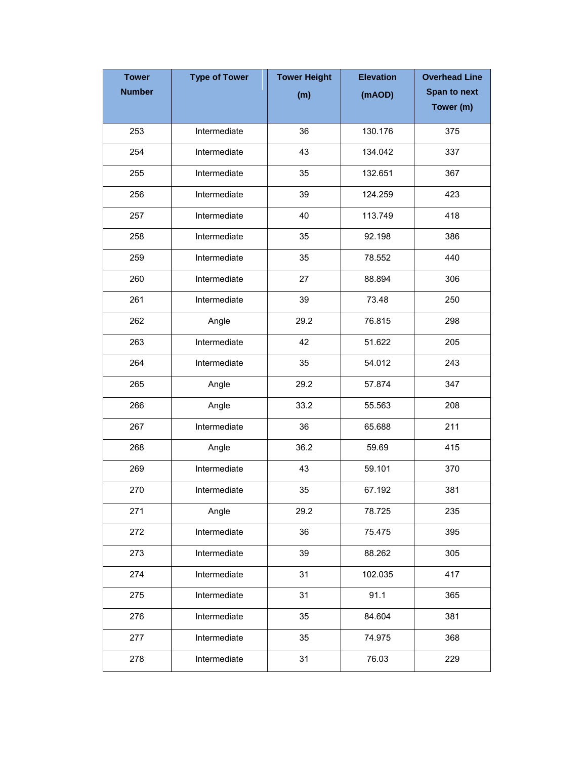| Tower Number | Type of Tower | Tower Height (m) | Elevation (mAOD) | Overhead Line Span to next Tower (m) |
|---|---|---|---|---|
| 253 | Intermediate | 36 | 130.176 | 375 |
| 254 | Intermediate | 43 | 134.042 | 337 |
| 255 | Intermediate | 35 | 132.651 | 367 |
| 256 | Intermediate | 39 | 124.259 | 423 |
| 257 | Intermediate | 40 | 113.749 | 418 |
| 258 | Intermediate | 35 | 92.198 | 386 |
| 259 | Intermediate | 35 | 78.552 | 440 |
| 260 | Intermediate | 27 | 88.894 | 306 |
| 261 | Intermediate | 39 | 73.48 | 250 |
| 262 | Angle | 29.2 | 76.815 | 298 |
| 263 | Intermediate | 42 | 51.622 | 205 |
| 264 | Intermediate | 35 | 54.012 | 243 |
| 265 | Angle | 29.2 | 57.874 | 347 |
| 266 | Angle | 33.2 | 55.563 | 208 |
| 267 | Intermediate | 36 | 65.688 | 211 |
| 268 | Angle | 36.2 | 59.69 | 415 |
| 269 | Intermediate | 43 | 59.101 | 370 |
| 270 | Intermediate | 35 | 67.192 | 381 |
| 271 | Angle | 29.2 | 78.725 | 235 |
| 272 | Intermediate | 36 | 75.475 | 395 |
| 273 | Intermediate | 39 | 88.262 | 305 |
| 274 | Intermediate | 31 | 102.035 | 417 |
| 275 | Intermediate | 31 | 91.1 | 365 |
| 276 | Intermediate | 35 | 84.604 | 381 |
| 277 | Intermediate | 35 | 74.975 | 368 |
| 278 | Intermediate | 31 | 76.03 | 229 |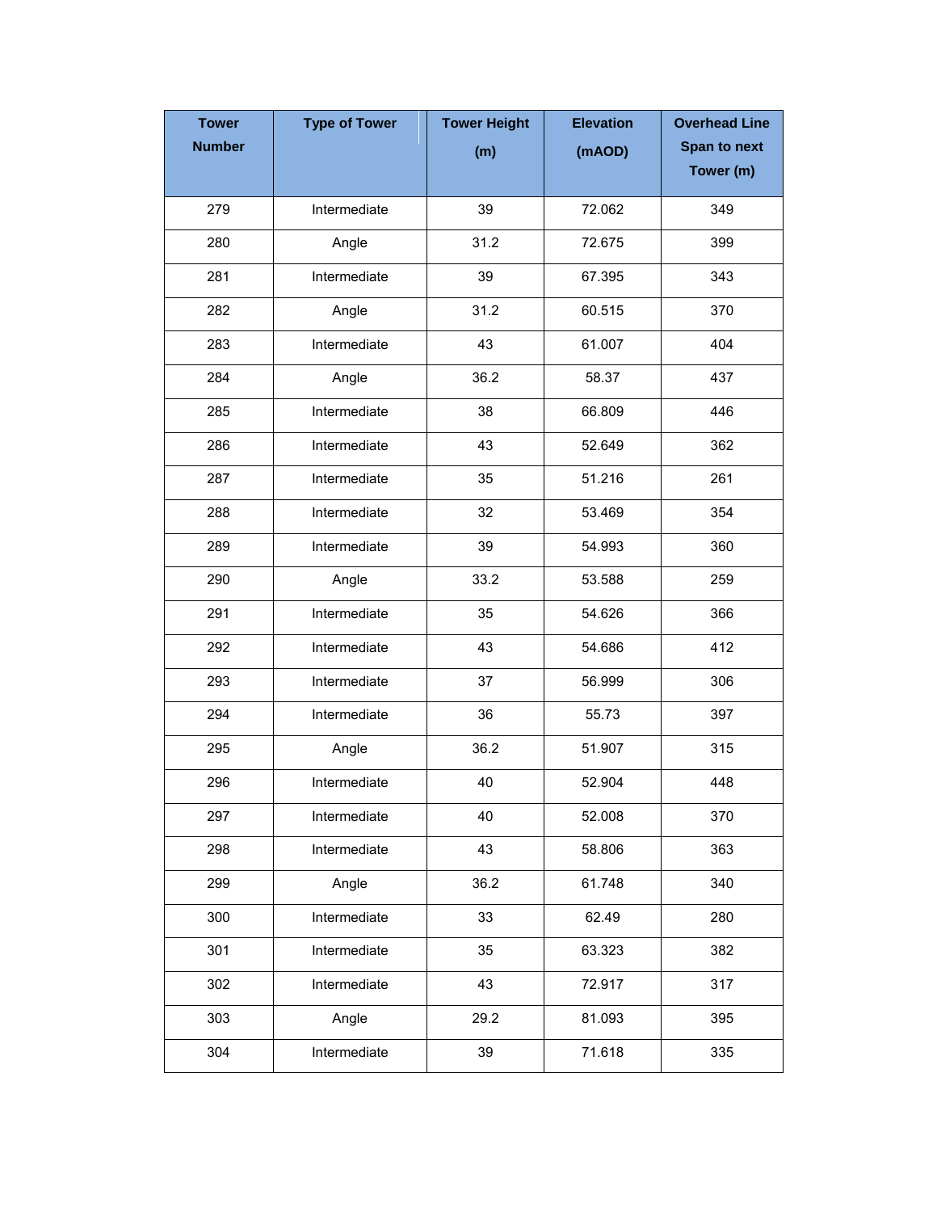| Tower Number | Type of Tower | Tower Height (m) | Elevation (mAOD) | Overhead Line Span to next Tower (m) |
|---|---|---|---|---|
| 279 | Intermediate | 39 | 72.062 | 349 |
| 280 | Angle | 31.2 | 72.675 | 399 |
| 281 | Intermediate | 39 | 67.395 | 343 |
| 282 | Angle | 31.2 | 60.515 | 370 |
| 283 | Intermediate | 43 | 61.007 | 404 |
| 284 | Angle | 36.2 | 58.37 | 437 |
| 285 | Intermediate | 38 | 66.809 | 446 |
| 286 | Intermediate | 43 | 52.649 | 362 |
| 287 | Intermediate | 35 | 51.216 | 261 |
| 288 | Intermediate | 32 | 53.469 | 354 |
| 289 | Intermediate | 39 | 54.993 | 360 |
| 290 | Angle | 33.2 | 53.588 | 259 |
| 291 | Intermediate | 35 | 54.626 | 366 |
| 292 | Intermediate | 43 | 54.686 | 412 |
| 293 | Intermediate | 37 | 56.999 | 306 |
| 294 | Intermediate | 36 | 55.73 | 397 |
| 295 | Angle | 36.2 | 51.907 | 315 |
| 296 | Intermediate | 40 | 52.904 | 448 |
| 297 | Intermediate | 40 | 52.008 | 370 |
| 298 | Intermediate | 43 | 58.806 | 363 |
| 299 | Angle | 36.2 | 61.748 | 340 |
| 300 | Intermediate | 33 | 62.49 | 280 |
| 301 | Intermediate | 35 | 63.323 | 382 |
| 302 | Intermediate | 43 | 72.917 | 317 |
| 303 | Angle | 29.2 | 81.093 | 395 |
| 304 | Intermediate | 39 | 71.618 | 335 |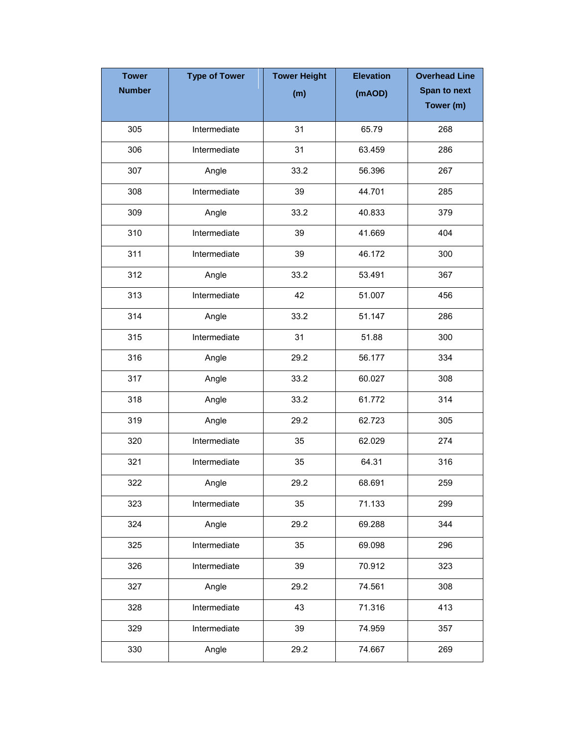| Tower Number | Type of Tower | Tower Height (m) | Elevation (mAOD) | Overhead Line Span to next Tower (m) |
|---|---|---|---|---|
| 305 | Intermediate | 31 | 65.79 | 268 |
| 306 | Intermediate | 31 | 63.459 | 286 |
| 307 | Angle | 33.2 | 56.396 | 267 |
| 308 | Intermediate | 39 | 44.701 | 285 |
| 309 | Angle | 33.2 | 40.833 | 379 |
| 310 | Intermediate | 39 | 41.669 | 404 |
| 311 | Intermediate | 39 | 46.172 | 300 |
| 312 | Angle | 33.2 | 53.491 | 367 |
| 313 | Intermediate | 42 | 51.007 | 456 |
| 314 | Angle | 33.2 | 51.147 | 286 |
| 315 | Intermediate | 31 | 51.88 | 300 |
| 316 | Angle | 29.2 | 56.177 | 334 |
| 317 | Angle | 33.2 | 60.027 | 308 |
| 318 | Angle | 33.2 | 61.772 | 314 |
| 319 | Angle | 29.2 | 62.723 | 305 |
| 320 | Intermediate | 35 | 62.029 | 274 |
| 321 | Intermediate | 35 | 64.31 | 316 |
| 322 | Angle | 29.2 | 68.691 | 259 |
| 323 | Intermediate | 35 | 71.133 | 299 |
| 324 | Angle | 29.2 | 69.288 | 344 |
| 325 | Intermediate | 35 | 69.098 | 296 |
| 326 | Intermediate | 39 | 70.912 | 323 |
| 327 | Angle | 29.2 | 74.561 | 308 |
| 328 | Intermediate | 43 | 71.316 | 413 |
| 329 | Intermediate | 39 | 74.959 | 357 |
| 330 | Angle | 29.2 | 74.667 | 269 |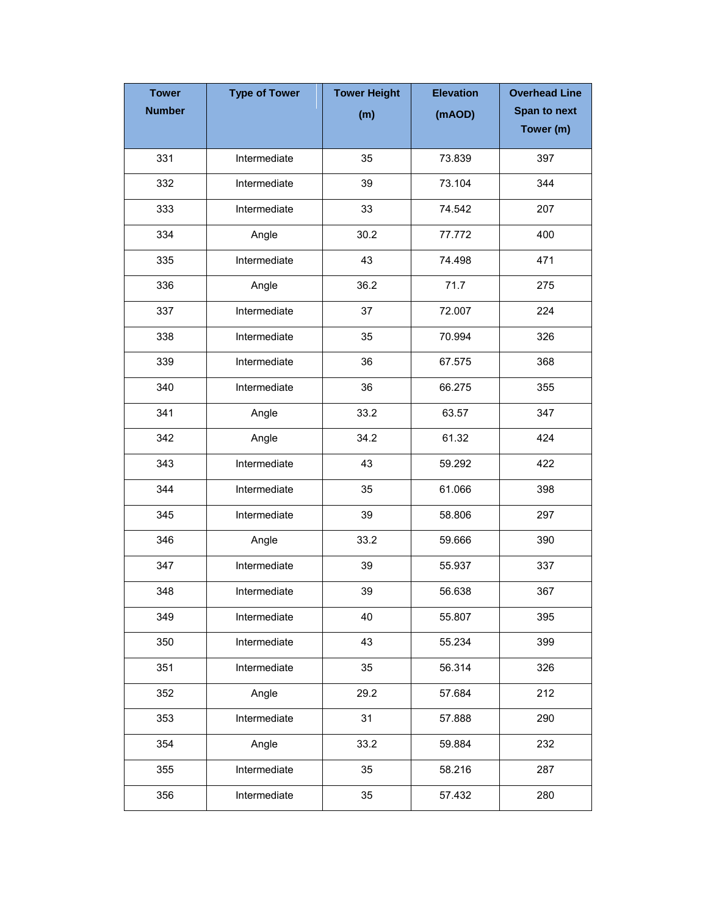| Tower Number | Type of Tower | Tower Height (m) | Elevation (mAOD) | Overhead Line Span to next Tower (m) |
|---|---|---|---|---|
| 331 | Intermediate | 35 | 73.839 | 397 |
| 332 | Intermediate | 39 | 73.104 | 344 |
| 333 | Intermediate | 33 | 74.542 | 207 |
| 334 | Angle | 30.2 | 77.772 | 400 |
| 335 | Intermediate | 43 | 74.498 | 471 |
| 336 | Angle | 36.2 | 71.7 | 275 |
| 337 | Intermediate | 37 | 72.007 | 224 |
| 338 | Intermediate | 35 | 70.994 | 326 |
| 339 | Intermediate | 36 | 67.575 | 368 |
| 340 | Intermediate | 36 | 66.275 | 355 |
| 341 | Angle | 33.2 | 63.57 | 347 |
| 342 | Angle | 34.2 | 61.32 | 424 |
| 343 | Intermediate | 43 | 59.292 | 422 |
| 344 | Intermediate | 35 | 61.066 | 398 |
| 345 | Intermediate | 39 | 58.806 | 297 |
| 346 | Angle | 33.2 | 59.666 | 390 |
| 347 | Intermediate | 39 | 55.937 | 337 |
| 348 | Intermediate | 39 | 56.638 | 367 |
| 349 | Intermediate | 40 | 55.807 | 395 |
| 350 | Intermediate | 43 | 55.234 | 399 |
| 351 | Intermediate | 35 | 56.314 | 326 |
| 352 | Angle | 29.2 | 57.684 | 212 |
| 353 | Intermediate | 31 | 57.888 | 290 |
| 354 | Angle | 33.2 | 59.884 | 232 |
| 355 | Intermediate | 35 | 58.216 | 287 |
| 356 | Intermediate | 35 | 57.432 | 280 |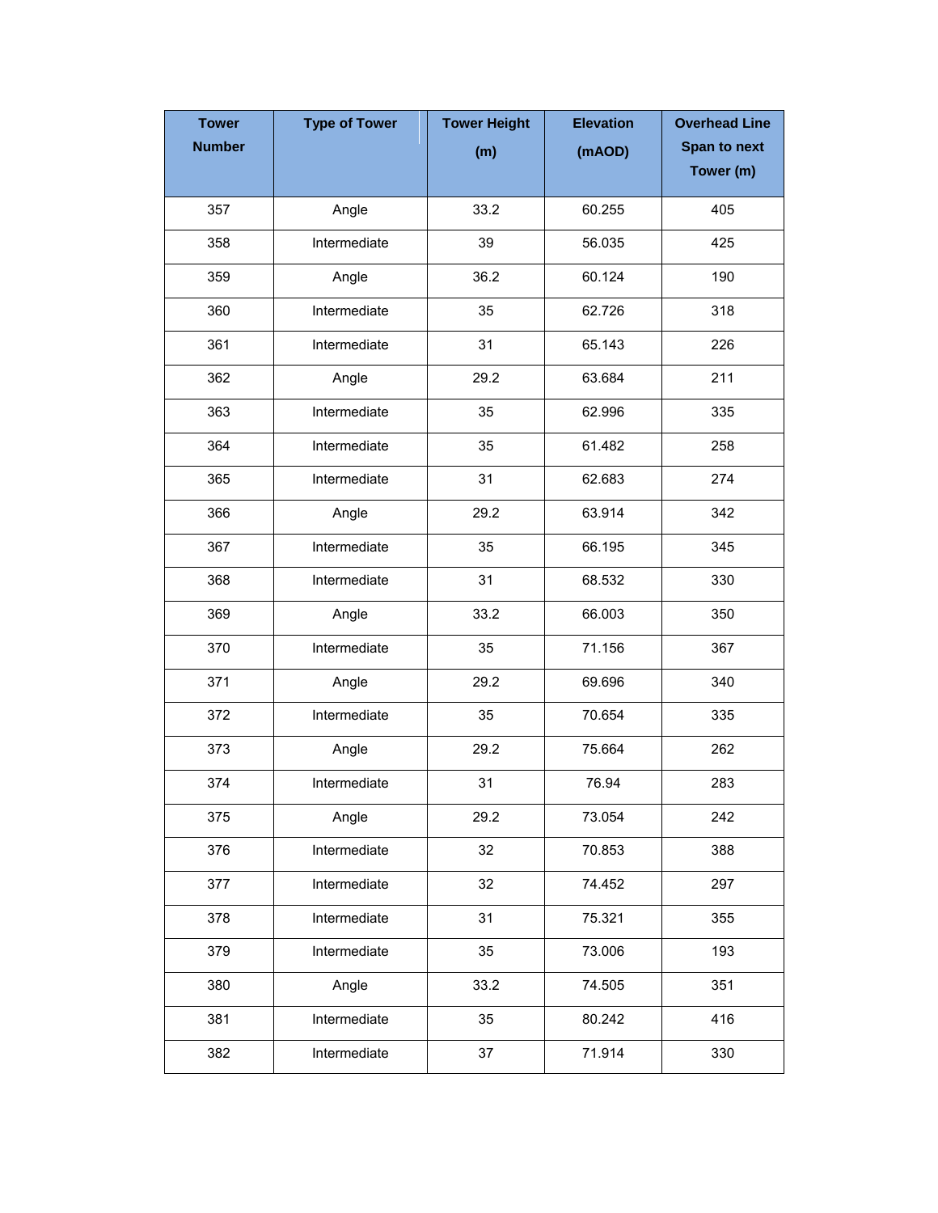| Tower Number | Type of Tower | Tower Height (m) | Elevation (mAOD) | Overhead Line Span to next Tower (m) |
|---|---|---|---|---|
| 357 | Angle | 33.2 | 60.255 | 405 |
| 358 | Intermediate | 39 | 56.035 | 425 |
| 359 | Angle | 36.2 | 60.124 | 190 |
| 360 | Intermediate | 35 | 62.726 | 318 |
| 361 | Intermediate | 31 | 65.143 | 226 |
| 362 | Angle | 29.2 | 63.684 | 211 |
| 363 | Intermediate | 35 | 62.996 | 335 |
| 364 | Intermediate | 35 | 61.482 | 258 |
| 365 | Intermediate | 31 | 62.683 | 274 |
| 366 | Angle | 29.2 | 63.914 | 342 |
| 367 | Intermediate | 35 | 66.195 | 345 |
| 368 | Intermediate | 31 | 68.532 | 330 |
| 369 | Angle | 33.2 | 66.003 | 350 |
| 370 | Intermediate | 35 | 71.156 | 367 |
| 371 | Angle | 29.2 | 69.696 | 340 |
| 372 | Intermediate | 35 | 70.654 | 335 |
| 373 | Angle | 29.2 | 75.664 | 262 |
| 374 | Intermediate | 31 | 76.94 | 283 |
| 375 | Angle | 29.2 | 73.054 | 242 |
| 376 | Intermediate | 32 | 70.853 | 388 |
| 377 | Intermediate | 32 | 74.452 | 297 |
| 378 | Intermediate | 31 | 75.321 | 355 |
| 379 | Intermediate | 35 | 73.006 | 193 |
| 380 | Angle | 33.2 | 74.505 | 351 |
| 381 | Intermediate | 35 | 80.242 | 416 |
| 382 | Intermediate | 37 | 71.914 | 330 |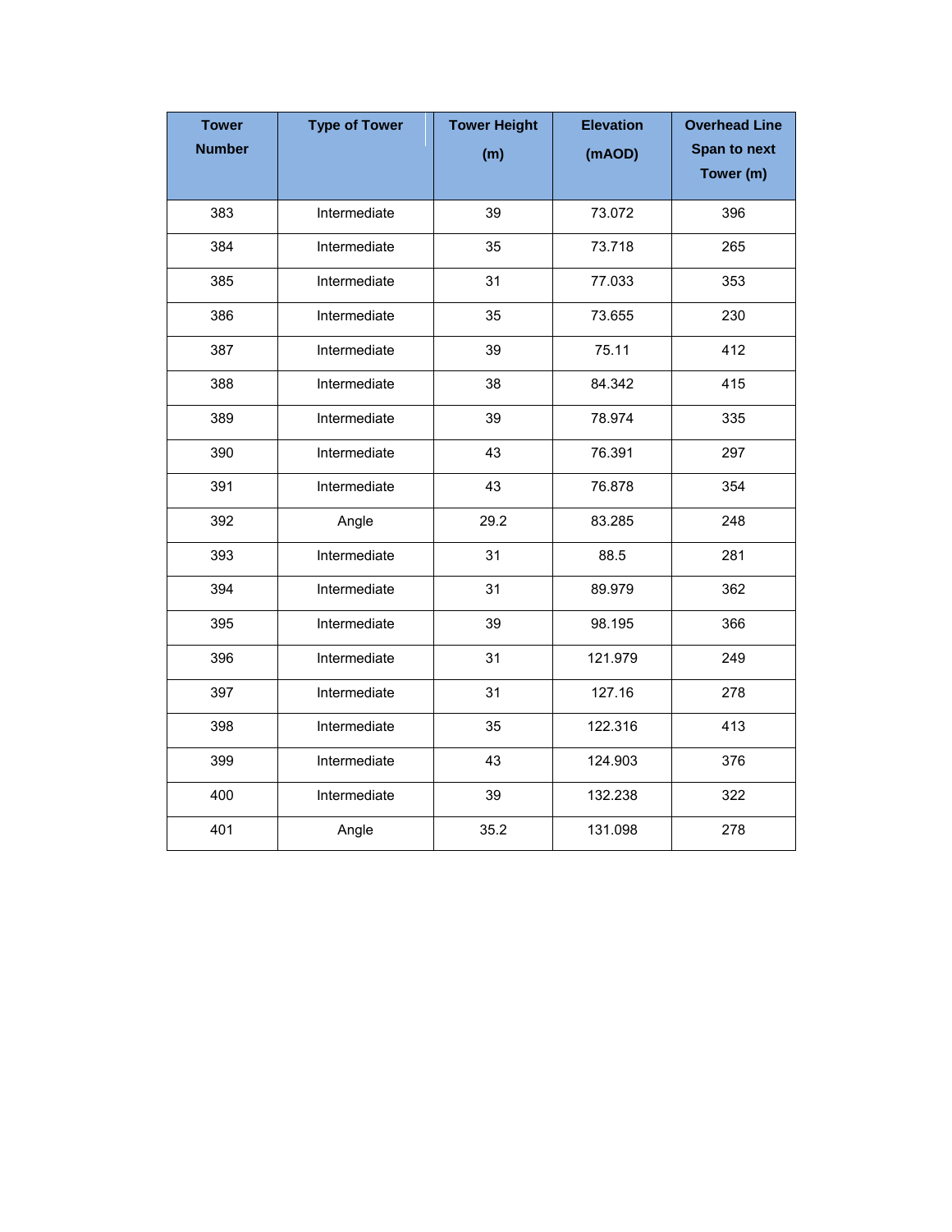| Tower Number | Type of Tower | Tower Height (m) | Elevation (mAOD) | Overhead Line Span to next Tower (m) |
|---|---|---|---|---|
| 383 | Intermediate | 39 | 73.072 | 396 |
| 384 | Intermediate | 35 | 73.718 | 265 |
| 385 | Intermediate | 31 | 77.033 | 353 |
| 386 | Intermediate | 35 | 73.655 | 230 |
| 387 | Intermediate | 39 | 75.11 | 412 |
| 388 | Intermediate | 38 | 84.342 | 415 |
| 389 | Intermediate | 39 | 78.974 | 335 |
| 390 | Intermediate | 43 | 76.391 | 297 |
| 391 | Intermediate | 43 | 76.878 | 354 |
| 392 | Angle | 29.2 | 83.285 | 248 |
| 393 | Intermediate | 31 | 88.5 | 281 |
| 394 | Intermediate | 31 | 89.979 | 362 |
| 395 | Intermediate | 39 | 98.195 | 366 |
| 396 | Intermediate | 31 | 121.979 | 249 |
| 397 | Intermediate | 31 | 127.16 | 278 |
| 398 | Intermediate | 35 | 122.316 | 413 |
| 399 | Intermediate | 43 | 124.903 | 376 |
| 400 | Intermediate | 39 | 132.238 | 322 |
| 401 | Angle | 35.2 | 131.098 | 278 |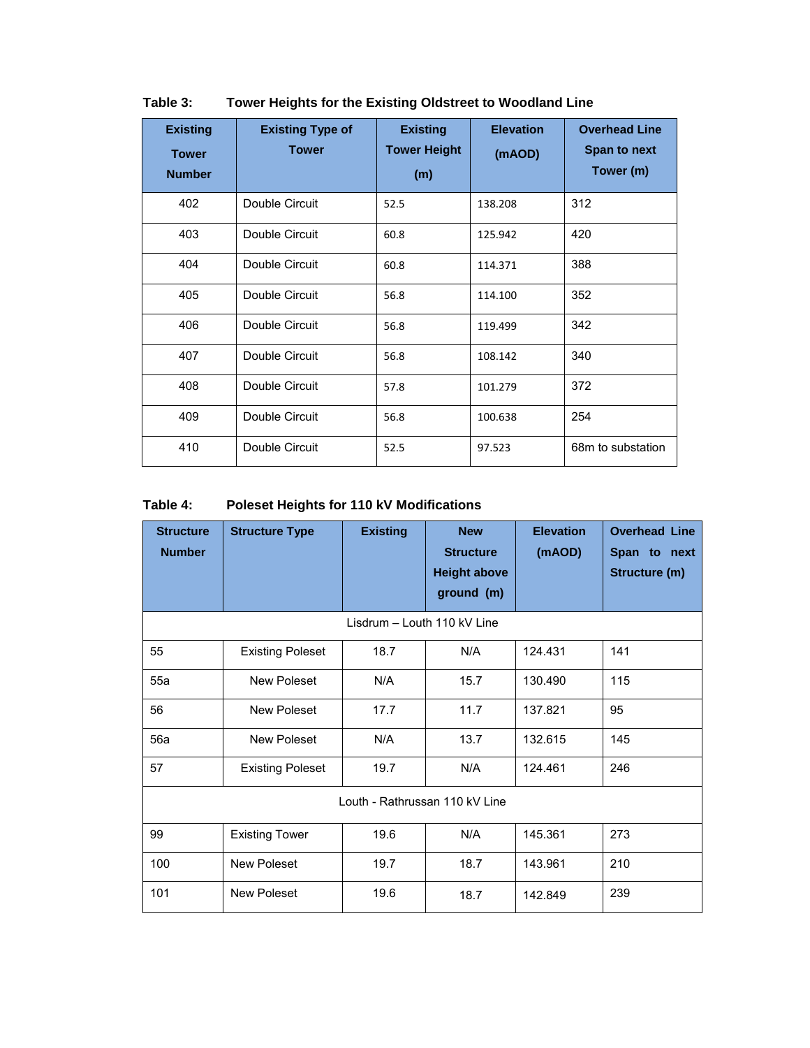**Table 3: Tower Heights for the Existing Oldstreet to Woodland Line**

| Existing Tower Number | Existing Type of Tower | Existing Tower Height (m) | Elevation (mAOD) | Overhead Line Span to next Tower (m) |
|---|---|---|---|---|
| 402 | Double Circuit | 52.5 | 138.208 | 312 |
| 403 | Double Circuit | 60.8 | 125.942 | 420 |
| 404 | Double Circuit | 60.8 | 114.371 | 388 |
| 405 | Double Circuit | 56.8 | 114.100 | 352 |
| 406 | Double Circuit | 56.8 | 119.499 | 342 |
| 407 | Double Circuit | 56.8 | 108.142 | 340 |
| 408 | Double Circuit | 57.8 | 101.279 | 372 |
| 409 | Double Circuit | 56.8 | 100.638 | 254 |
| 410 | Double Circuit | 52.5 | 97.523 | 68m to substation |

**Table 4: Poleset Heights for 110 kV Modifications**

| Structure Number | Structure Type | Existing | New Structure Height above ground (m) | Elevation (mAOD) | Overhead Line Span to next Structure (m) |
|---|---|---|---|---|---|
| Lisdrum – Louth 110 kV Line | | | | | |
| 55 | Existing Poleset | 18.7 | N/A | 124.431 | 141 |
| 55a | New Poleset | N/A | 15.7 | 130.490 | 115 |
| 56 | New Poleset | 17.7 | 11.7 | 137.821 | 95 |
| 56a | New Poleset | N/A | 13.7 | 132.615 | 145 |
| 57 | Existing Poleset | 19.7 | N/A | 124.461 | 246 |
| Louth - Rathrussan 110 kV Line | | | | | |
| 99 | Existing Tower | 19.6 | N/A | 145.361 | 273 |
| 100 | New Poleset | 19.7 | 18.7 | 143.961 | 210 |
| 101 | New Poleset | 19.6 | 18.7 | 142.849 | 239 |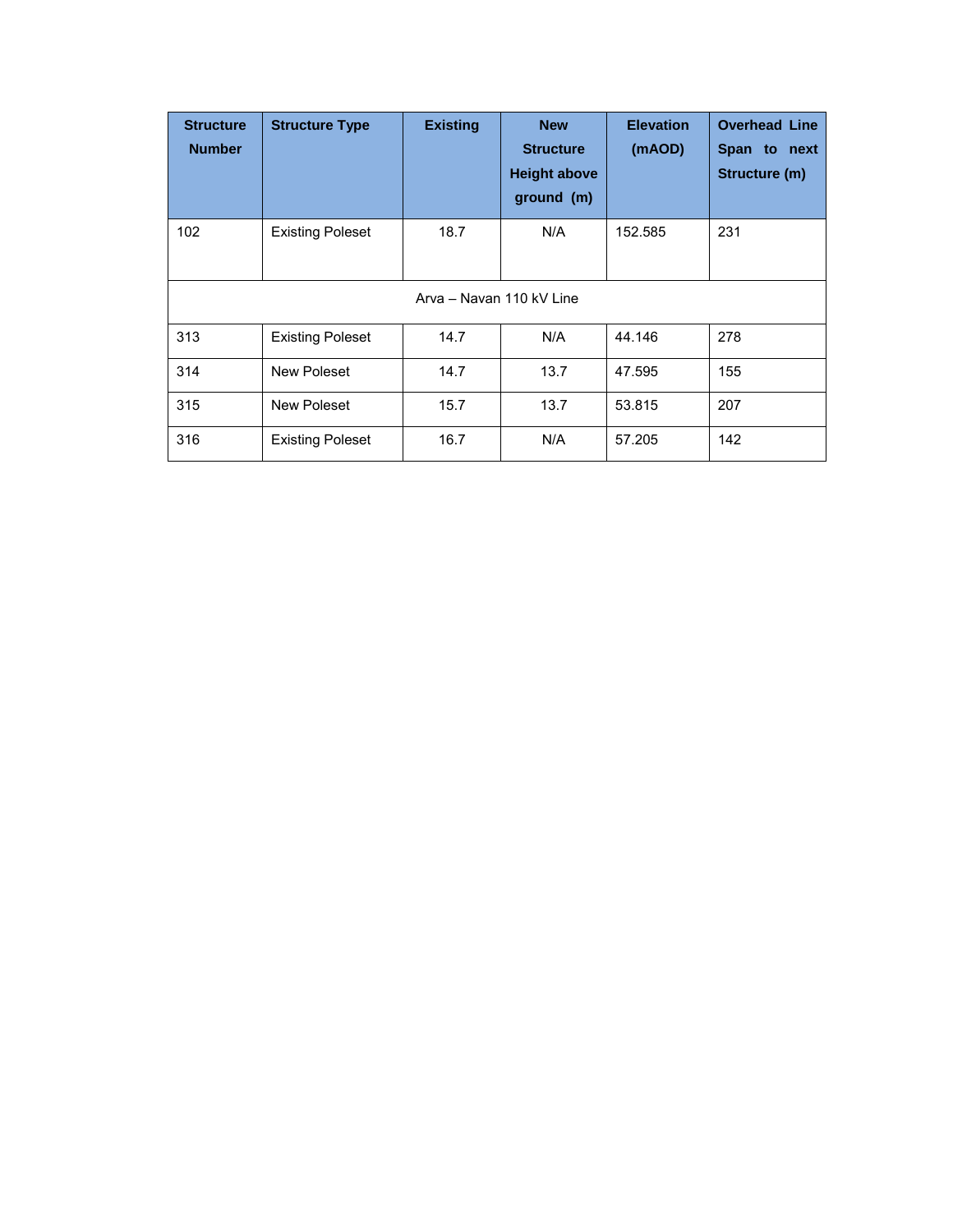| Structure Number | Structure Type | Existing | New Structure Height above ground (m) | Elevation (mAOD) | Overhead Line Span to next Structure (m) |
|---|---|---|---|---|---|
| 102 | Existing Poleset | 18.7 | N/A | 152.585 | 231 |
| Arva – Navan 110 kV Line | | | | | |
| 313 | Existing Poleset | 14.7 | N/A | 44.146 | 278 |
| 314 | New Poleset | 14.7 | 13.7 | 47.595 | 155 |
| 315 | New Poleset | 15.7 | 13.7 | 53.815 | 207 |
| 316 | Existing Poleset | 16.7 | N/A | 57.205 | 142 |